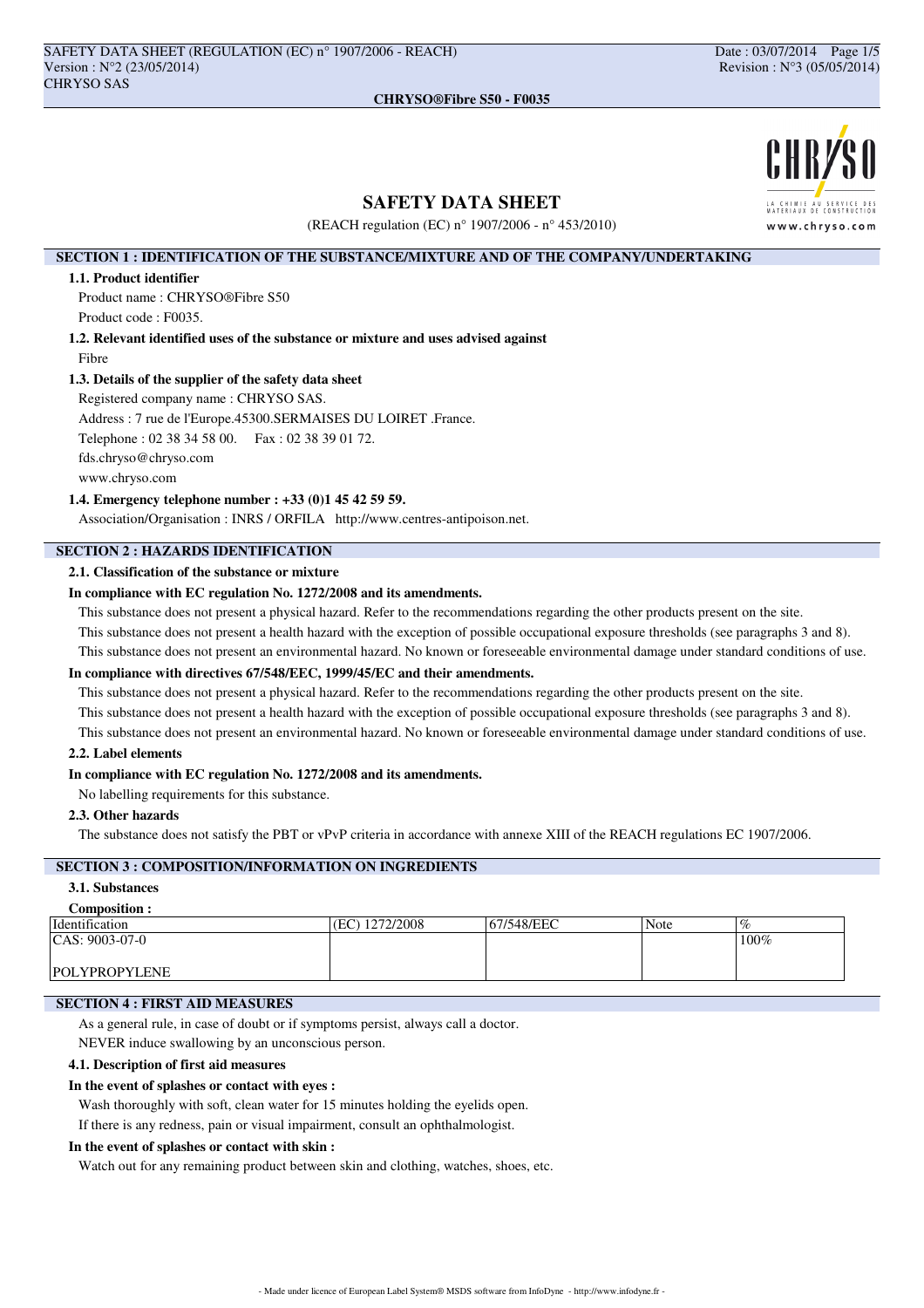# SAFETY DATA SHEET

(REACH regulation (EC) n° 1907/2006 - n° 453/2010)

## SECTION 1 : IDENTIFICATION OF THE SUBSTANCE/MIXTURE AND OF THE COMPANY/UNDERTAKING

### 1.1. Product identifier

Product name : CHRYSO®Fibre S50

Product code : F0035.

### 1.2. Relevant identified uses of the substance or mixture and uses advised against

Fibre

### 1.3. Details of the supplier of the safety data sheet

Registered company name : CHRYSO SAS.

Address : 7 rue de l'Europe.45300.SERMAISES DU LOIRET .France.

Telephone : 02 38 34 58 00. Fax : 02 38 39 01 72.

fds.chryso@chryso.com

www.chryso.com

### 1.4. Emergency telephone number : +33 (0)1 45 42 59 59.

Association/Organisation : INRS / ORFILA http://www.centres-antipoison.net.

## SECTION 2 : HAZARDS IDENTIFICATION

### 2.1. Classification of the substance or mixture

**In compliance with EC regulation No. 1272/2008 and its amendments.**

This substance does not present a physical hazard. Refer to the recommendations regarding the other products present on the site.

This substance does not present a health hazard with the exception of possible occupational exposure thresholds (see paragraphs 3 and 8).

This substance does not present an environmental hazard. No known or foreseeable environmental damage under standard conditions of use.

**In compliance with directives 67/548/EEC, 1999/45/EC and their amendments.**

This substance does not present a physical hazard. Refer to the recommendations regarding the other products present on the site.

This substance does not present a health hazard with the exception of possible occupational exposure thresholds (see paragraphs 3 and 8).

This substance does not present an environmental hazard. No known or foreseeable environmental damage under standard conditions of use.

### 2.2. Label elements

**In compliance with EC regulation No. 1272/2008 and its amendments.**

No labelling requirements for this substance.

### 2.3. Other hazards

The substance does not satisfy the PBT or vPvP criteria in accordance with annexe XIII of the REACH regulations EC 1907/2006.

## SECTION 3 : COMPOSITION/INFORMATION ON INGREDIENTS

### 3.1. Substances

**Composition :**

| Identification | (EC) 1272/2008 | 67/548/EEC | Note | % |
|---|---|---|---|---|
| CAS: 9003-07-0<br><br>POLYPROPYLENE | | | | 100% |

## SECTION 4 : FIRST AID MEASURES

As a general rule, in case of doubt or if symptoms persist, always call a doctor.

NEVER induce swallowing by an unconscious person.

### 4.1. Description of first aid measures

**In the event of splashes or contact with eyes :**

Wash thoroughly with soft, clean water for 15 minutes holding the eyelids open.

If there is any redness, pain or visual impairment, consult an ophthalmologist.

**In the event of splashes or contact with skin :**

Watch out for any remaining product between skin and clothing, watches, shoes, etc.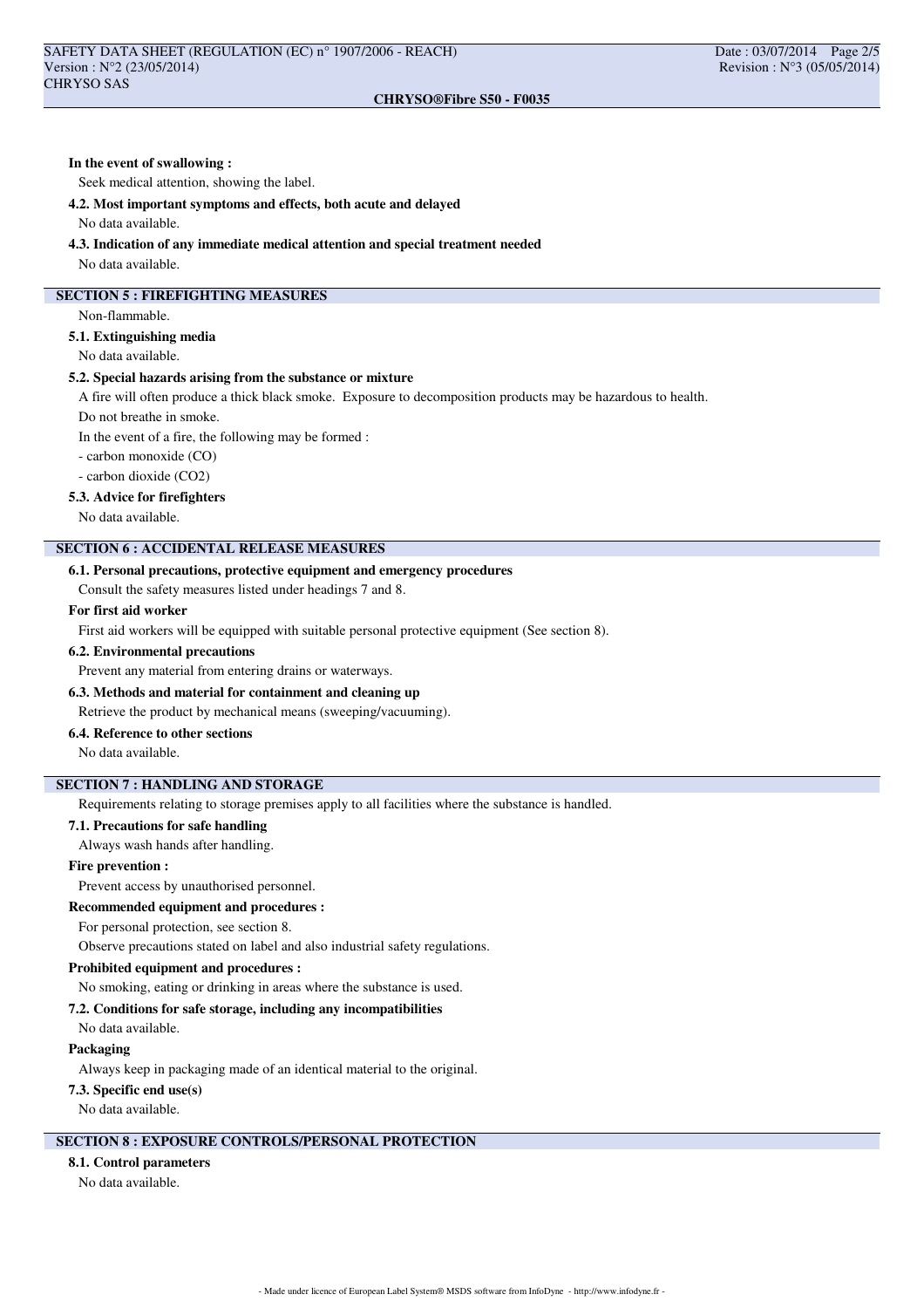**In the event of swallowing :**

Seek medical attention, showing the label.

### 4.2. Most important symptoms and effects, both acute and delayed

No data available.

### 4.3. Indication of any immediate medical attention and special treatment needed

No data available.

## SECTION 5 : FIREFIGHTING MEASURES

Non-flammable.

### 5.1. Extinguishing media

No data available.

### 5.2. Special hazards arising from the substance or mixture

A fire will often produce a thick black smoke. Exposure to decomposition products may be hazardous to health.

Do not breathe in smoke.

In the event of a fire, the following may be formed :

- carbon monoxide (CO)
- carbon dioxide ($CO_2$)

### 5.3. Advice for firefighters

No data available.

## SECTION 6 : ACCIDENTAL RELEASE MEASURES

### 6.1. Personal precautions, protective equipment and emergency procedures

Consult the safety measures listed under headings 7 and 8.

**For first aid worker**

First aid workers will be equipped with suitable personal protective equipment (See section 8).

### 6.2. Environmental precautions

Prevent any material from entering drains or waterways.

### 6.3. Methods and material for containment and cleaning up

Retrieve the product by mechanical means (sweeping/vacuuming).

### 6.4. Reference to other sections

No data available.

## SECTION 7 : HANDLING AND STORAGE

Requirements relating to storage premises apply to all facilities where the substance is handled.

### 7.1. Precautions for safe handling

Always wash hands after handling.

**Fire prevention :**

Prevent access by unauthorised personnel.

**Recommended equipment and procedures :**

For personal protection, see section 8.

Observe precautions stated on label and also industrial safety regulations.

**Prohibited equipment and procedures :**

No smoking, eating or drinking in areas where the substance is used.

### 7.2. Conditions for safe storage, including any incompatibilities

No data available.

**Packaging**

Always keep in packaging made of an identical material to the original.

### 7.3. Specific end use(s)

No data available.

## SECTION 8 : EXPOSURE CONTROLS/PERSONAL PROTECTION

### 8.1. Control parameters

No data available.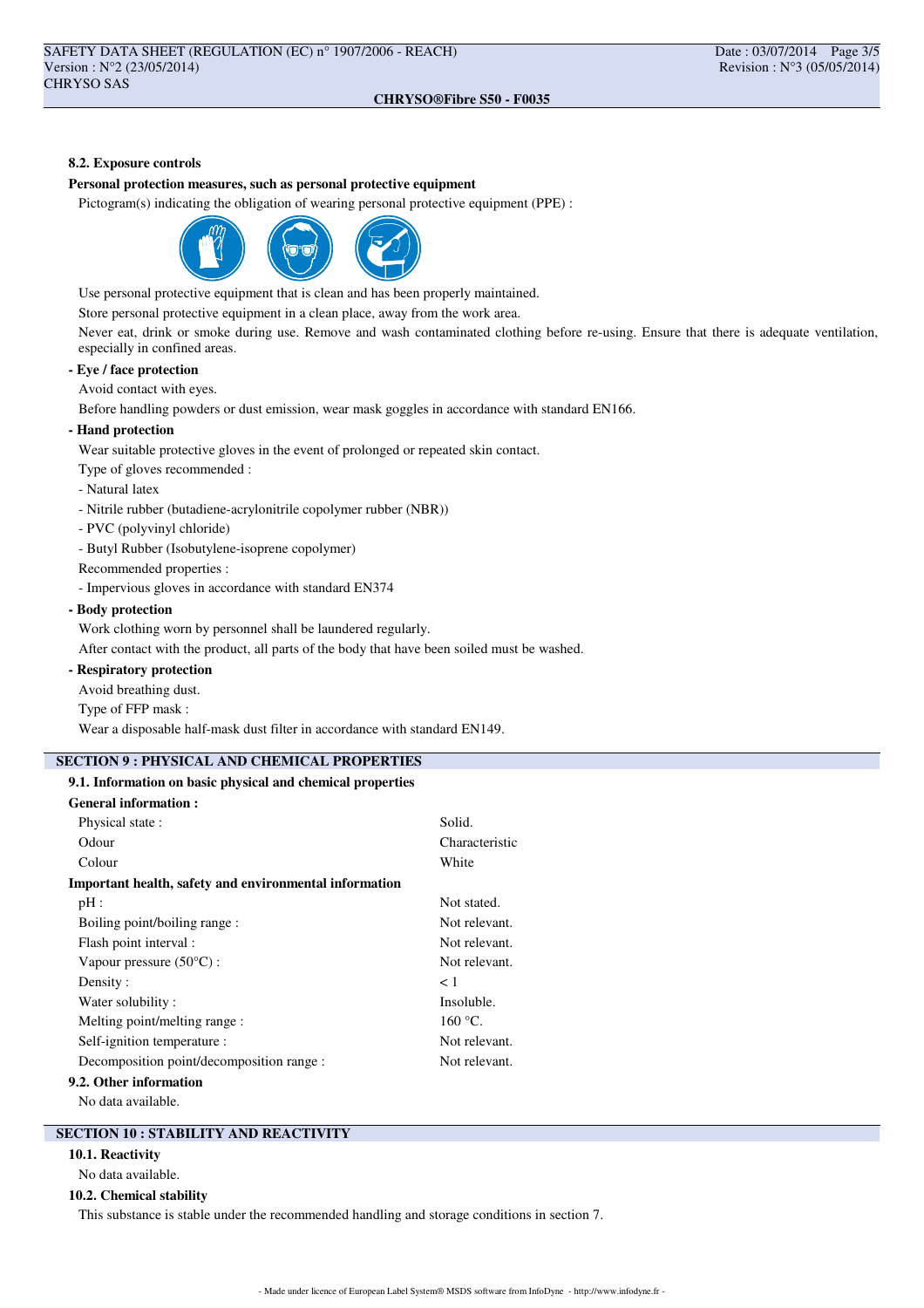#### 8.2. Exposure controls

**Personal protection measures, such as personal protective equipment**

Pictogram(s) indicating the obligation of wearing personal protective equipment (PPE) :

Use personal protective equipment that is clean and has been properly maintained.

Store personal protective equipment in a clean place, away from the work area.

Never eat, drink or smoke during use. Remove and wash contaminated clothing before re-using. Ensure that there is adequate ventilation, especially in confined areas.

**- Eye / face protection**

Avoid contact with eyes.

Before handling powders or dust emission, wear mask goggles in accordance with standard EN166.

**- Hand protection**

Wear suitable protective gloves in the event of prolonged or repeated skin contact.

Type of gloves recommended :

- Natural latex
- Nitrile rubber (butadiene-acrylonitrile copolymer rubber (NBR))
- PVC (polyvinyl chloride)
- Butyl Rubber (Isobutylene-isoprene copolymer)

Recommended properties :

- Impervious gloves in accordance with standard EN374

**- Body protection**

Work clothing worn by personnel shall be laundered regularly.

After contact with the product, all parts of the body that have been soiled must be washed.

**- Respiratory protection**

Avoid breathing dust.

Type of FFP mask :

Wear a disposable half-mask dust filter in accordance with standard EN149.

## SECTION 9 : PHYSICAL AND CHEMICAL PROPERTIES

#### 9.1. Information on basic physical and chemical properties

**General information :**

| | |
|---|---|
| Physical state : | Solid. |
| Odour | Characteristic |
| Colour | White |

**Important health, safety and environmental information**

| | |
|---|---|
| pH : | Not stated. |
| Boiling point/boiling range : | Not relevant. |
| Flash point interval : | Not relevant. |
| Vapour pressure (50°C) : | Not relevant. |
| Density : | < 1 |
| Water solubility : | Insoluble. |
| Melting point/melting range : | 160 °C. |
| Self-ignition temperature : | Not relevant. |
| Decomposition point/decomposition range : | Not relevant. |

#### 9.2. Other information

No data available.

## SECTION 10 : STABILITY AND REACTIVITY

#### 10.1. Reactivity

No data available.

#### 10.2. Chemical stability

This substance is stable under the recommended handling and storage conditions in section 7.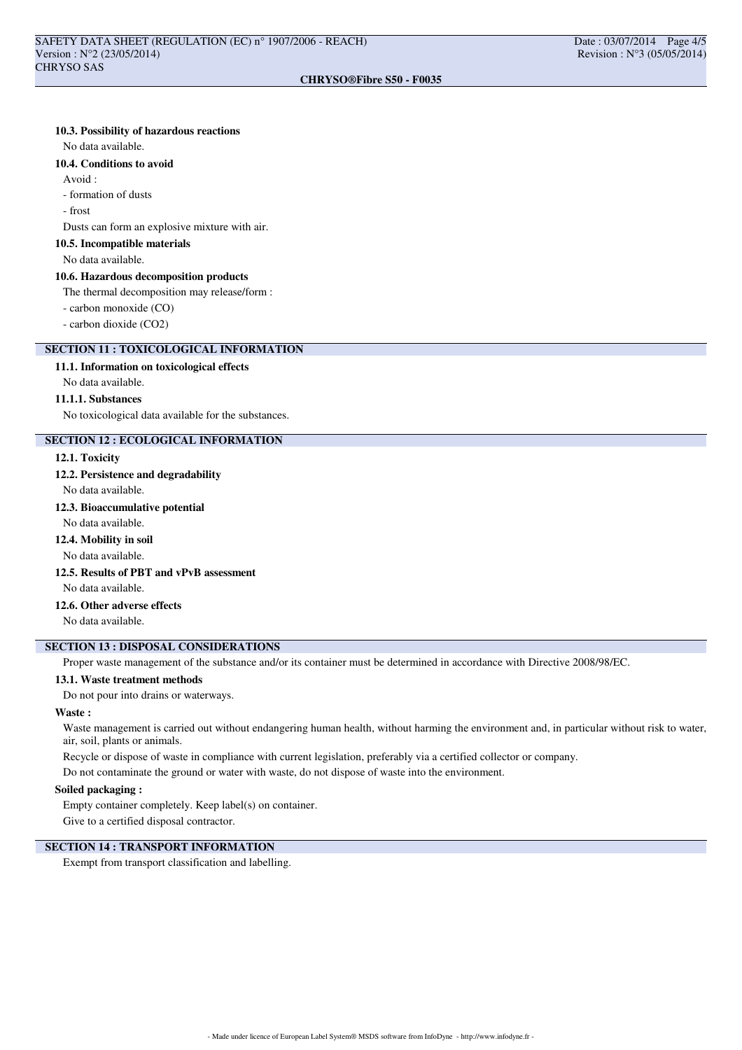### 10.3. Possibility of hazardous reactions

No data available.

### 10.4. Conditions to avoid

Avoid :

- formation of dusts
- frost

Dusts can form an explosive mixture with air.

### 10.5. Incompatible materials

No data available.

### 10.6. Hazardous decomposition products

The thermal decomposition may release/form :

- carbon monoxide (CO)
- carbon dioxide ($CO_2$)

## SECTION 11 : TOXICOLOGICAL INFORMATION

### 11.1. Information on toxicological effects

No data available.

#### 11.1.1. Substances

No toxicological data available for the substances.

## SECTION 12 : ECOLOGICAL INFORMATION

### 12.1. Toxicity

### 12.2. Persistence and degradability

No data available.

### 12.3. Bioaccumulative potential

No data available.

### 12.4. Mobility in soil

No data available.

### 12.5. Results of PBT and vPvB assessment

No data available.

### 12.6. Other adverse effects

No data available.

## SECTION 13 : DISPOSAL CONSIDERATIONS

Proper waste management of the substance and/or its container must be determined in accordance with Directive 2008/98/EC.

### 13.1. Waste treatment methods

Do not pour into drains or waterways.

**Waste :**

Waste management is carried out without endangering human health, without harming the environment and, in particular without risk to water, air, soil, plants or animals.

Recycle or dispose of waste in compliance with current legislation, preferably via a certified collector or company.

Do not contaminate the ground or water with waste, do not dispose of waste into the environment.

**Soiled packaging :**

Empty container completely. Keep label(s) on container.

Give to a certified disposal contractor.

## SECTION 14 : TRANSPORT INFORMATION

Exempt from transport classification and labelling.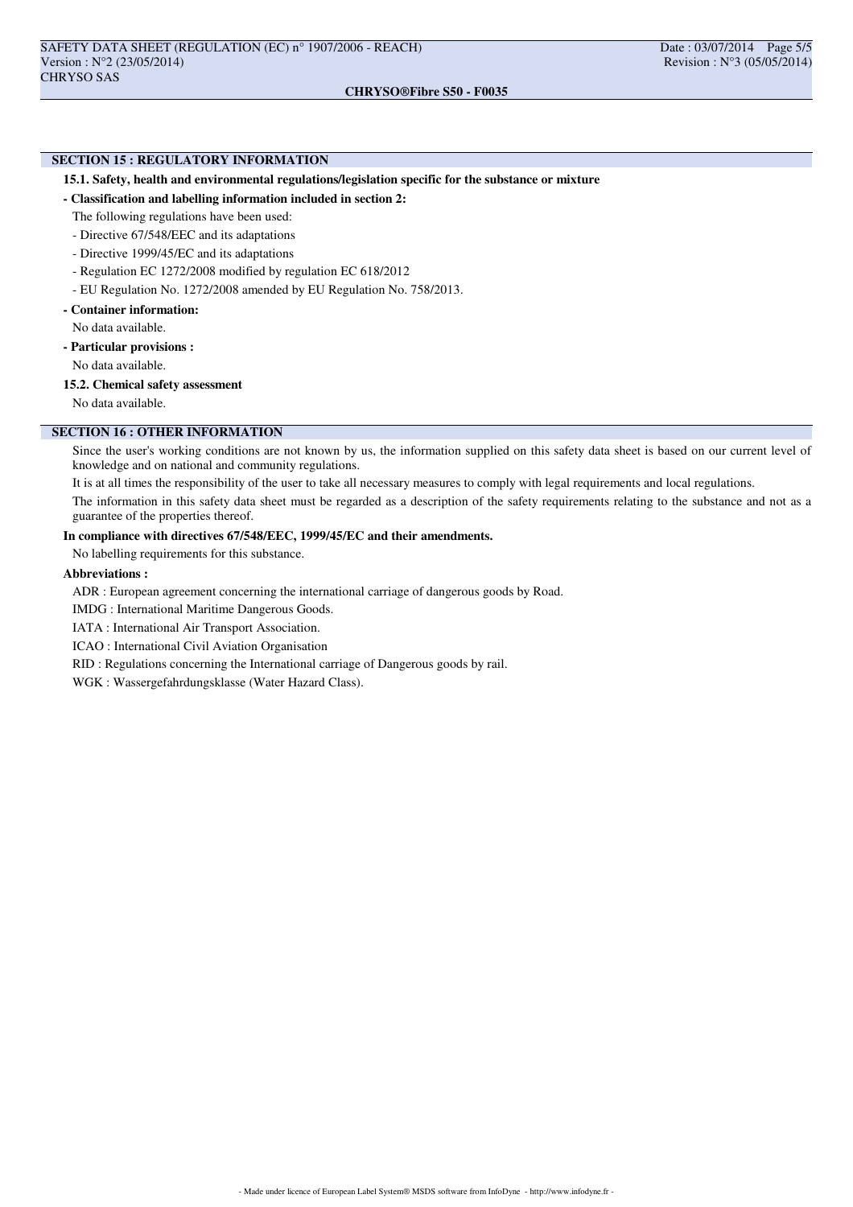## SECTION 15 : REGULATORY INFORMATION

### 15.1. Safety, health and environmental regulations/legislation specific for the substance or mixture

**- Classification and labelling information included in section 2:**

The following regulations have been used:

- Directive 67/548/EEC and its adaptations
- Directive 1999/45/EC and its adaptations
- Regulation EC 1272/2008 modified by regulation EC 618/2012
- EU Regulation No. 1272/2008 amended by EU Regulation No. 758/2013.

**- Container information:**

No data available.

**- Particular provisions :**

No data available.

### 15.2. Chemical safety assessment

No data available.

## SECTION 16 : OTHER INFORMATION

Since the user's working conditions are not known by us, the information supplied on this safety data sheet is based on our current level of knowledge and on national and community regulations.

It is at all times the responsibility of the user to take all necessary measures to comply with legal requirements and local regulations.

The information in this safety data sheet must be regarded as a description of the safety requirements relating to the substance and not as a guarantee of the properties thereof.

**In compliance with directives 67/548/EEC, 1999/45/EC and their amendments.**

No labelling requirements for this substance.

**Abbreviations :**

ADR : European agreement concerning the international carriage of dangerous goods by Road.

IMDG : International Maritime Dangerous Goods.

IATA : International Air Transport Association.

ICAO : International Civil Aviation Organisation

RID : Regulations concerning the International carriage of Dangerous goods by rail.

WGK : Wassergefahrdungsklasse (Water Hazard Class).